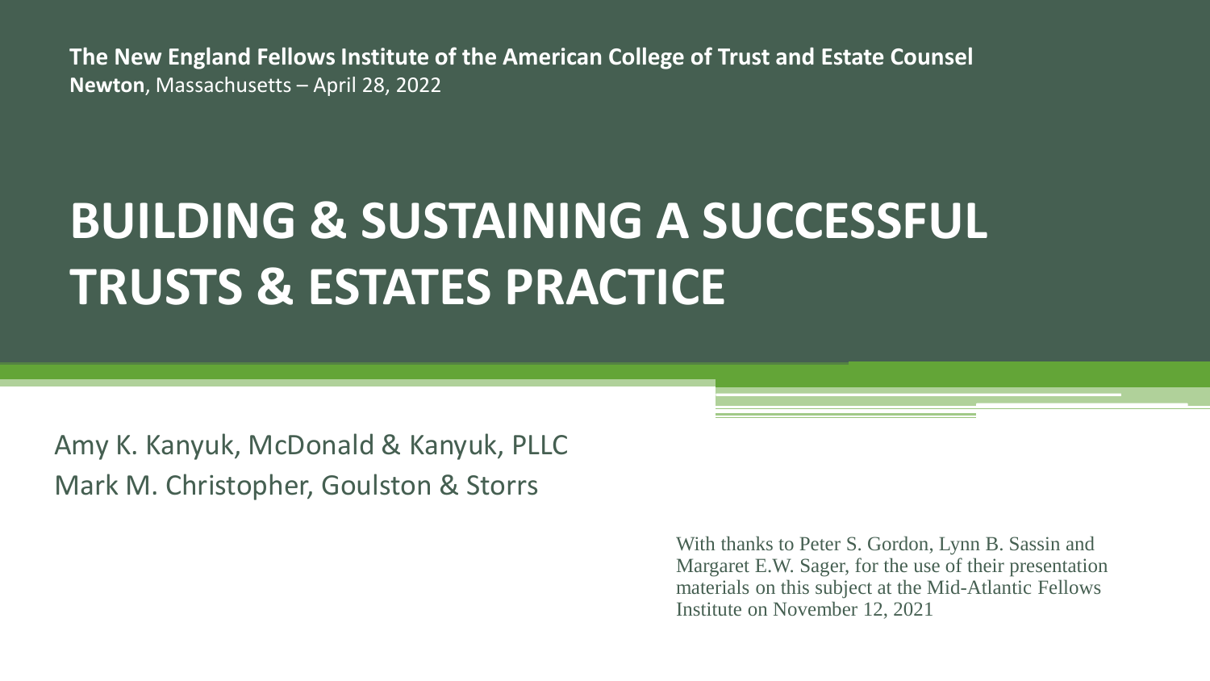**The New England Fellows Institute of the American College of Trust and Estate Counsel**
**Newton**, Massachusetts – April 28, 2022

# BUILDING & SUSTAINING A SUCCESSFUL TRUSTS & ESTATES PRACTICE

Amy K. Kanyuk, McDonald & Kanyuk, PLLC
Mark M. Christopher, Goulston & Storrs

With thanks to Peter S. Gordon, Lynn B. Sassin and Margaret E.W. Sager, for the use of their presentation materials on this subject at the Mid-Atlantic Fellows Institute on November 12, 2021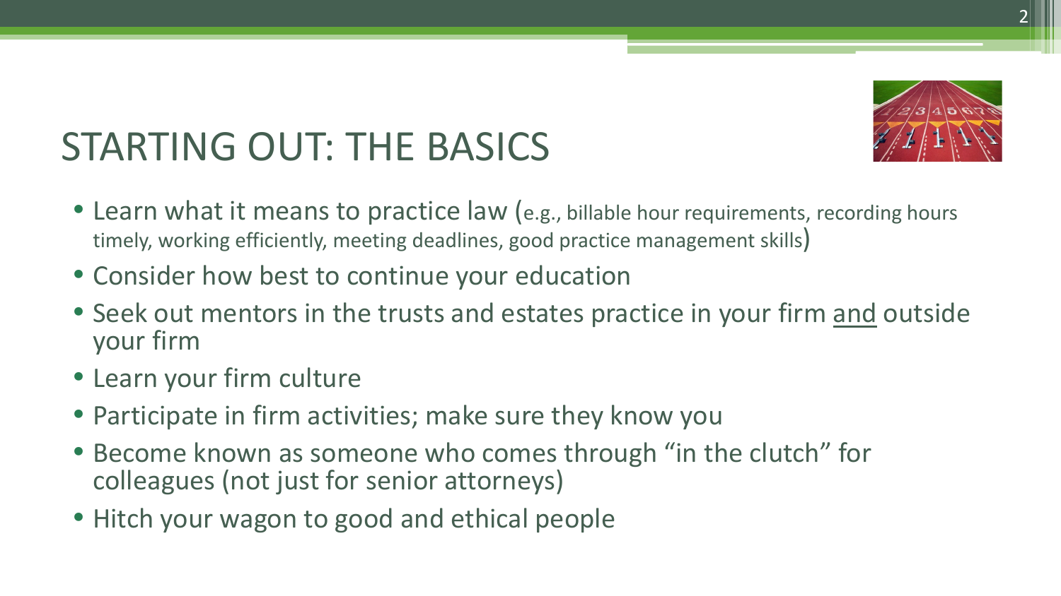# STARTING OUT: THE BASICS

- Learn what it means to practice law (e.g., billable hour requirements, recording hours timely, working efficiently, meeting deadlines, good practice management skills)
- Consider how best to continue your education
- Seek out mentors in the trusts and estates practice in your firm <u>and</u> outside your firm
- Learn your firm culture
- Participate in firm activities; make sure they know you
- Become known as someone who comes through "in the clutch" for colleagues (not just for senior attorneys)
- Hitch your wagon to good and ethical people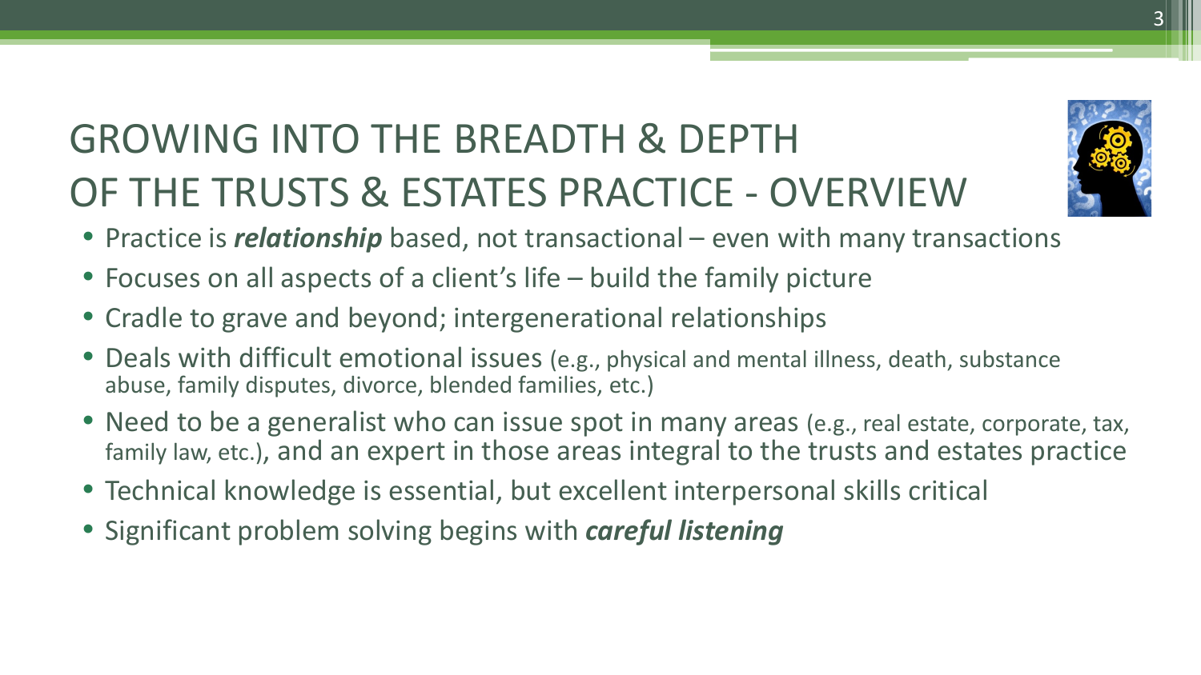# GROWING INTO THE BREADTH & DEPTH OF THE TRUSTS & ESTATES PRACTICE - OVERVIEW

- Practice is ***relationship*** based, not transactional – even with many transactions
- Focuses on all aspects of a client's life – build the family picture
- Cradle to grave and beyond; intergenerational relationships
- Deals with difficult emotional issues (e.g., physical and mental illness, death, substance abuse, family disputes, divorce, blended families, etc.)
- Need to be a generalist who can issue spot in many areas (e.g., real estate, corporate, tax, family law, etc.), and an expert in those areas integral to the trusts and estates practice
- Technical knowledge is essential, but excellent interpersonal skills critical
- Significant problem solving begins with ***careful listening***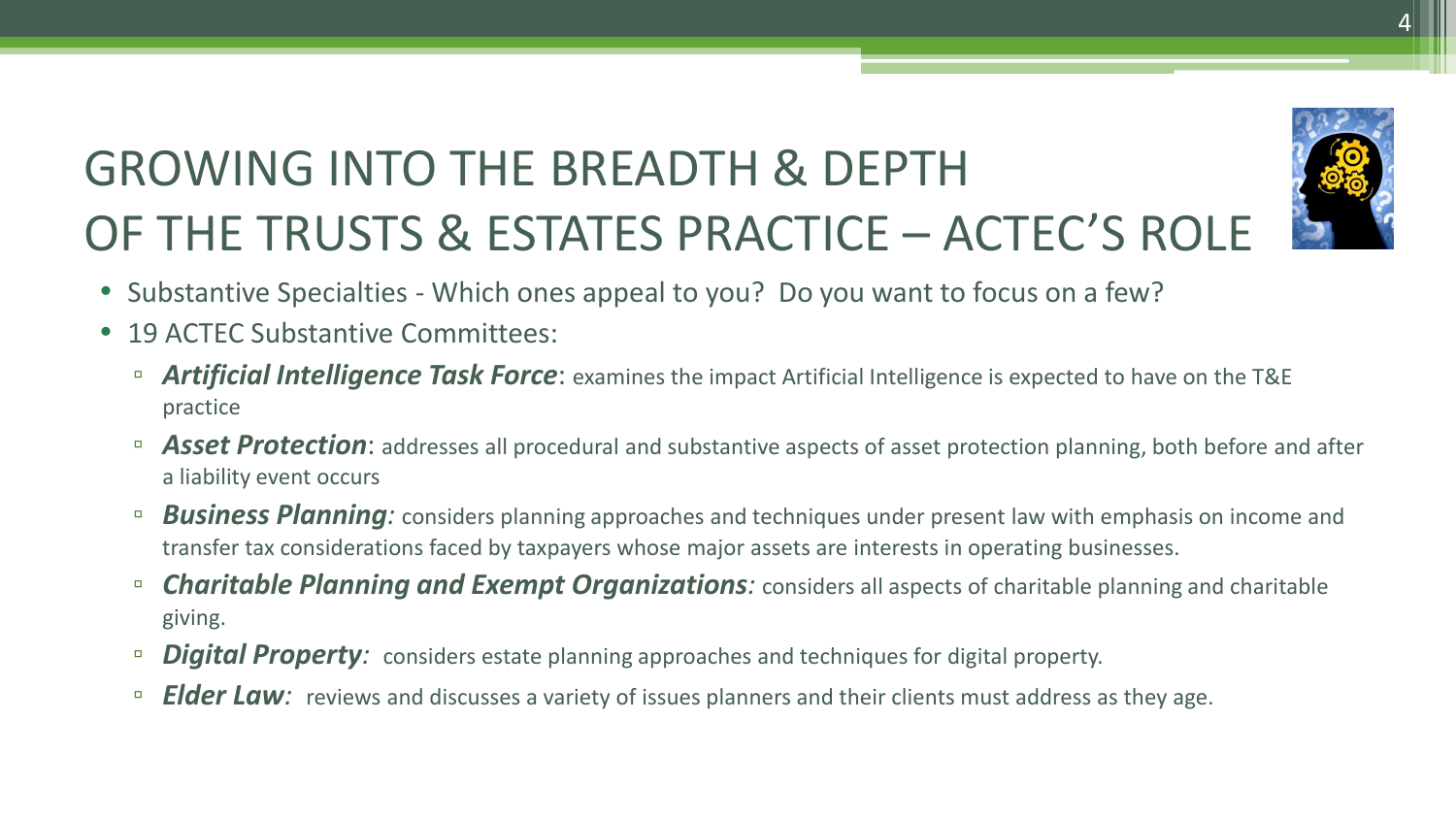# GROWING INTO THE BREADTH & DEPTH OF THE TRUSTS & ESTATES PRACTICE – ACTEC'S ROLE

- Substantive Specialties - Which ones appeal to you? Do you want to focus on a few?
- 19 ACTEC Substantive Committees:
  - ***Artificial Intelligence Task Force***: examines the impact Artificial Intelligence is expected to have on the T&E practice
  - ***Asset Protection***: addresses all procedural and substantive aspects of asset protection planning, both before and after a liability event occurs
  - ***Business Planning:*** considers planning approaches and techniques under present law with emphasis on income and transfer tax considerations faced by taxpayers whose major assets are interests in operating businesses.
  - ***Charitable Planning and Exempt Organizations:*** considers all aspects of charitable planning and charitable giving.
  - ***Digital Property:*** considers estate planning approaches and techniques for digital property.
  - ***Elder Law:*** reviews and discusses a variety of issues planners and their clients must address as they age.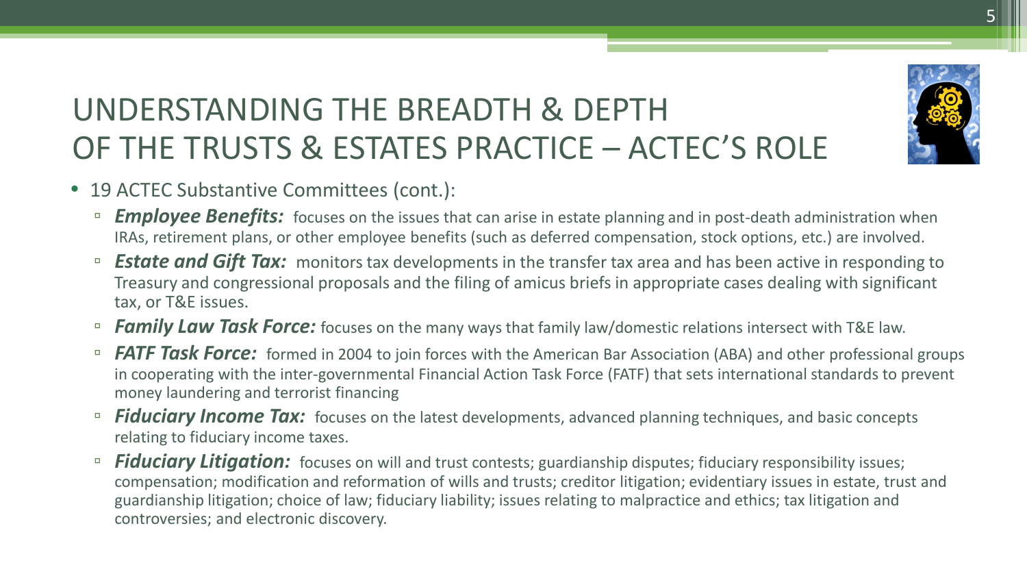# UNDERSTANDING THE BREADTH & DEPTH OF THE TRUSTS & ESTATES PRACTICE – ACTEC'S ROLE

- 19 ACTEC Substantive Committees (cont.):
  - ***Employee Benefits:*** focuses on the issues that can arise in estate planning and in post-death administration when IRAs, retirement plans, or other employee benefits (such as deferred compensation, stock options, etc.) are involved.
  - ***Estate and Gift Tax:*** monitors tax developments in the transfer tax area and has been active in responding to Treasury and congressional proposals and the filing of amicus briefs in appropriate cases dealing with significant tax, or T&E issues.
  - ***Family Law Task Force:*** focuses on the many ways that family law/domestic relations intersect with T&E law.
  - ***FATF Task Force:*** formed in 2004 to join forces with the American Bar Association (ABA) and other professional groups in cooperating with the inter-governmental Financial Action Task Force (FATF) that sets international standards to prevent money laundering and terrorist financing
  - ***Fiduciary Income Tax:*** focuses on the latest developments, advanced planning techniques, and basic concepts relating to fiduciary income taxes.
  - ***Fiduciary Litigation:*** focuses on will and trust contests; guardianship disputes; fiduciary responsibility issues; compensation; modification and reformation of wills and trusts; creditor litigation; evidentiary issues in estate, trust and guardianship litigation; choice of law; fiduciary liability; issues relating to malpractice and ethics; tax litigation and controversies; and electronic discovery.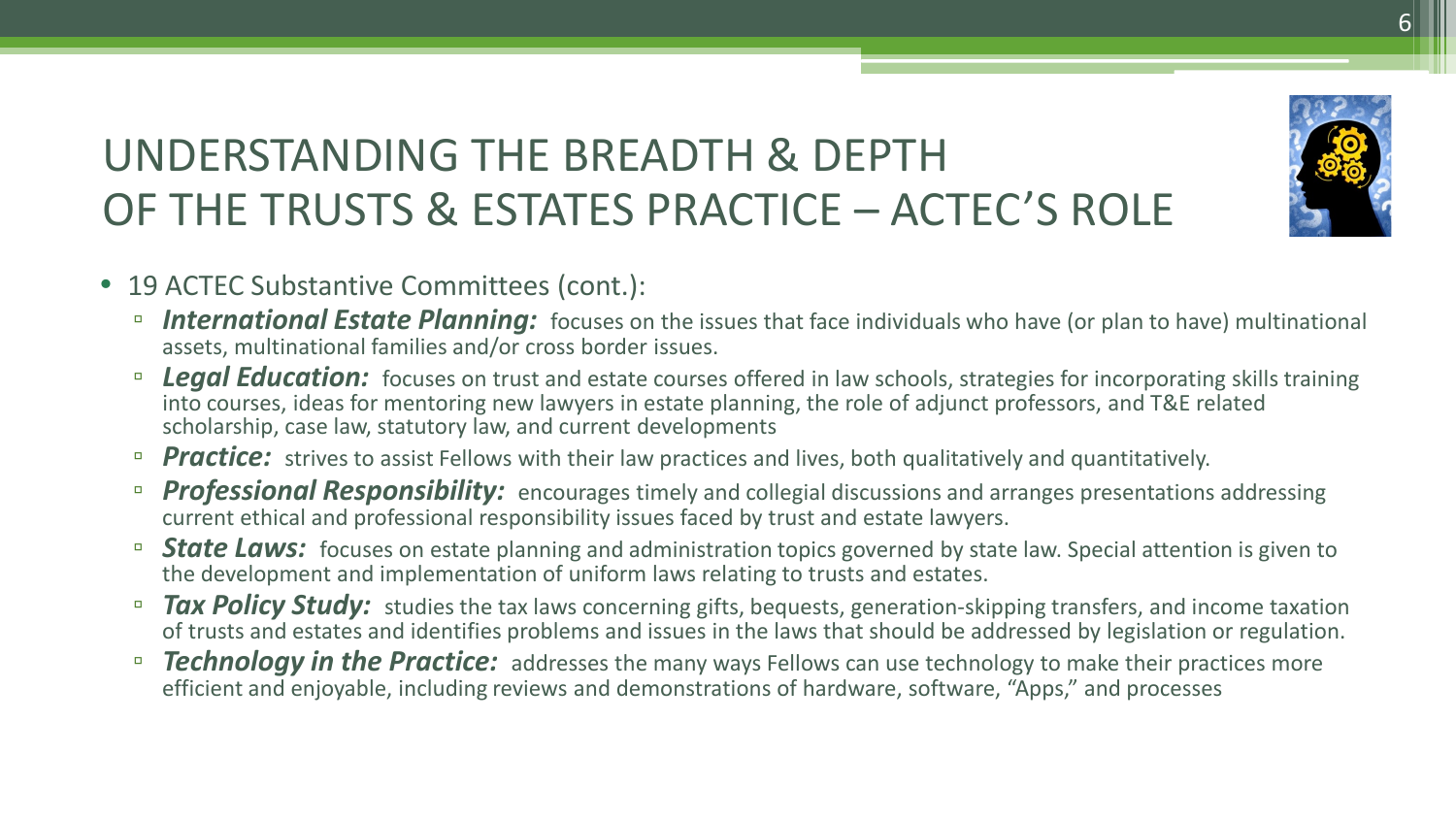# UNDERSTANDING THE BREADTH & DEPTH OF THE TRUSTS & ESTATES PRACTICE – ACTEC'S ROLE

- 19 ACTEC Substantive Committees (cont.):
  - ***International Estate Planning:*** focuses on the issues that face individuals who have (or plan to have) multinational assets, multinational families and/or cross border issues.
  - ***Legal Education:*** focuses on trust and estate courses offered in law schools, strategies for incorporating skills training into courses, ideas for mentoring new lawyers in estate planning, the role of adjunct professors, and T&E related scholarship, case law, statutory law, and current developments
  - ***Practice:*** strives to assist Fellows with their law practices and lives, both qualitatively and quantitatively.
  - ***Professional Responsibility:*** encourages timely and collegial discussions and arranges presentations addressing current ethical and professional responsibility issues faced by trust and estate lawyers.
  - ***State Laws:*** focuses on estate planning and administration topics governed by state law. Special attention is given to the development and implementation of uniform laws relating to trusts and estates.
  - ***Tax Policy Study:*** studies the tax laws concerning gifts, bequests, generation-skipping transfers, and income taxation of trusts and estates and identifies problems and issues in the laws that should be addressed by legislation or regulation.
  - ***Technology in the Practice:*** addresses the many ways Fellows can use technology to make their practices more efficient and enjoyable, including reviews and demonstrations of hardware, software, "Apps," and processes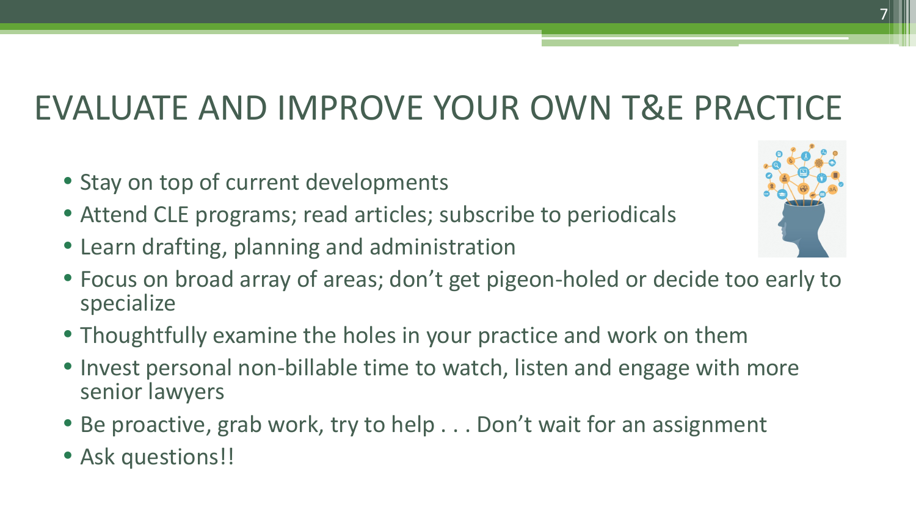# EVALUATE AND IMPROVE YOUR OWN T&E PRACTICE

- Stay on top of current developments
- Attend CLE programs; read articles; subscribe to periodicals
- Learn drafting, planning and administration
- Focus on broad array of areas; don't get pigeon-holed or decide too early to specialize
- Thoughtfully examine the holes in your practice and work on them
- Invest personal non-billable time to watch, listen and engage with more senior lawyers
- Be proactive, grab work, try to help . . . Don't wait for an assignment
- Ask questions!!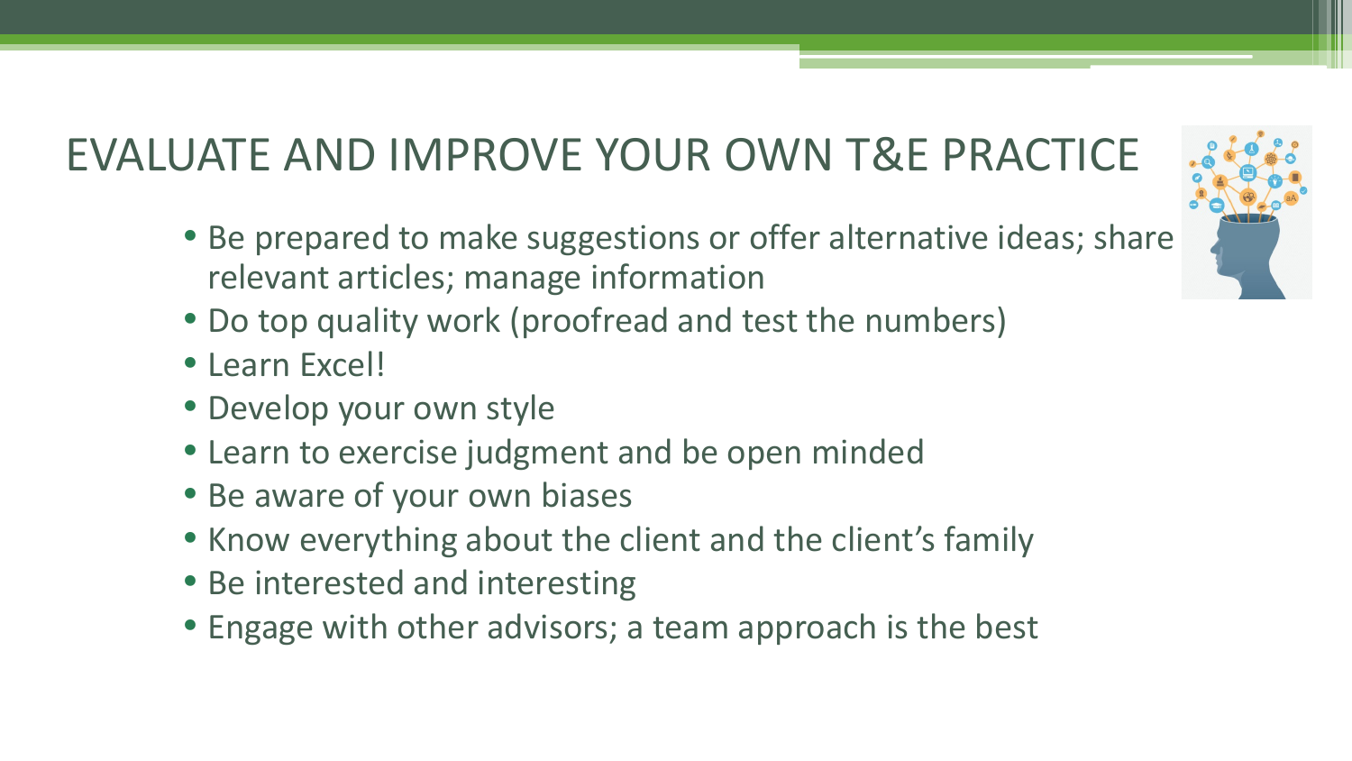# EVALUATE AND IMPROVE YOUR OWN T&E PRACTICE

- Be prepared to make suggestions or offer alternative ideas; share relevant articles; manage information
- Do top quality work (proofread and test the numbers)
- Learn Excel!
- Develop your own style
- Learn to exercise judgment and be open minded
- Be aware of your own biases
- Know everything about the client and the client's family
- Be interested and interesting
- Engage with other advisors; a team approach is the best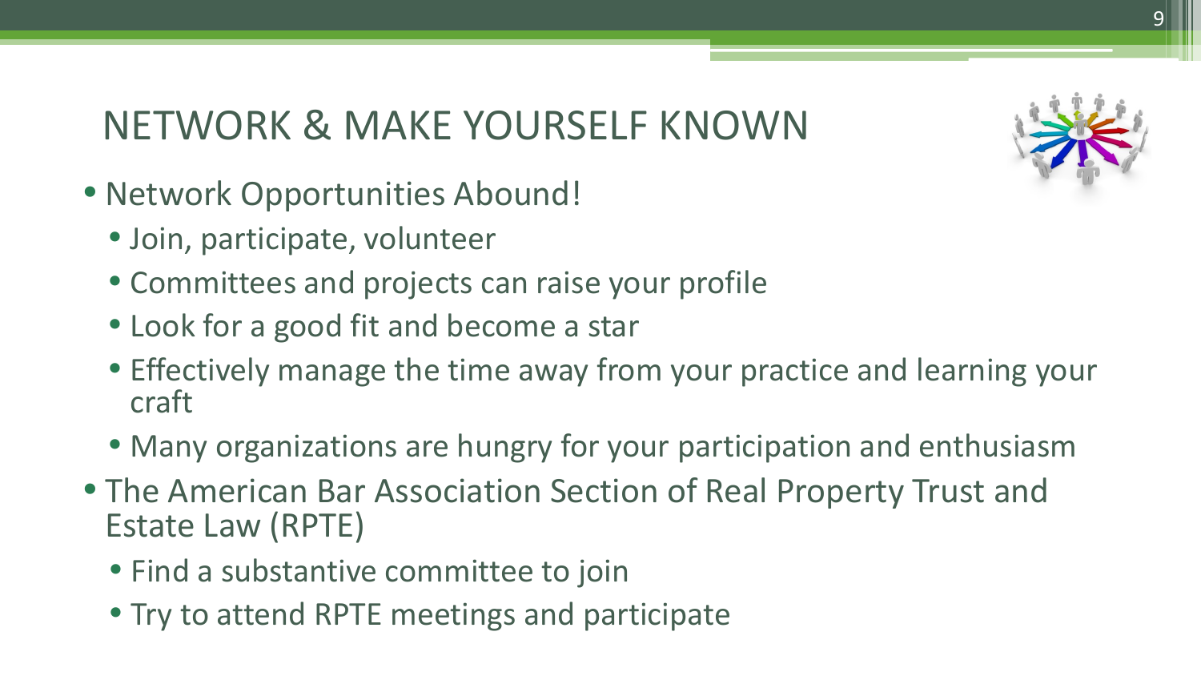## NETWORK & MAKE YOURSELF KNOWN

- Network Opportunities Abound!
  - Join, participate, volunteer
  - Committees and projects can raise your profile
  - Look for a good fit and become a star
  - Effectively manage the time away from your practice and learning your craft
  - Many organizations are hungry for your participation and enthusiasm
- The American Bar Association Section of Real Property Trust and Estate Law (RPTE)
  - Find a substantive committee to join
  - Try to attend RPTE meetings and participate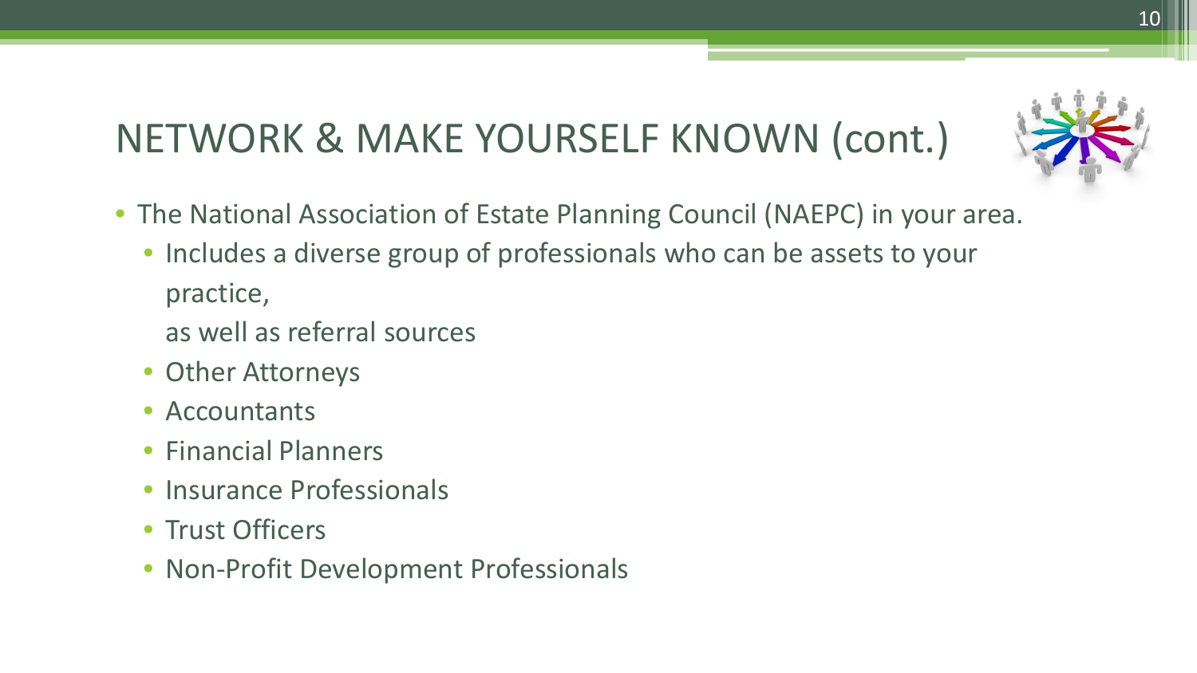# NETWORK & MAKE YOURSELF KNOWN (cont.)

- The National Association of Estate Planning Council (NAEPC) in your area.
  - Includes a diverse group of professionals who can be assets to your practice,
    as well as referral sources
  - Other Attorneys
  - Accountants
  - Financial Planners
  - Insurance Professionals
  - Trust Officers
  - Non-Profit Development Professionals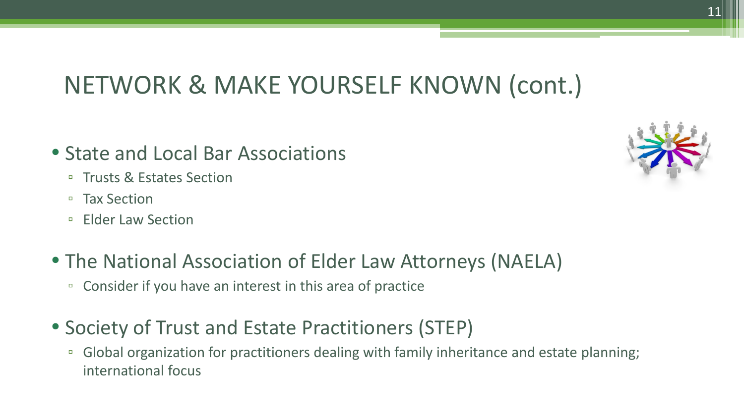# NETWORK & MAKE YOURSELF KNOWN (cont.)

- State and Local Bar Associations
  - Trusts & Estates Section
  - Tax Section
  - Elder Law Section
- The National Association of Elder Law Attorneys (NAELA)
  - Consider if you have an interest in this area of practice
- Society of Trust and Estate Practitioners (STEP)
  - Global organization for practitioners dealing with family inheritance and estate planning; international focus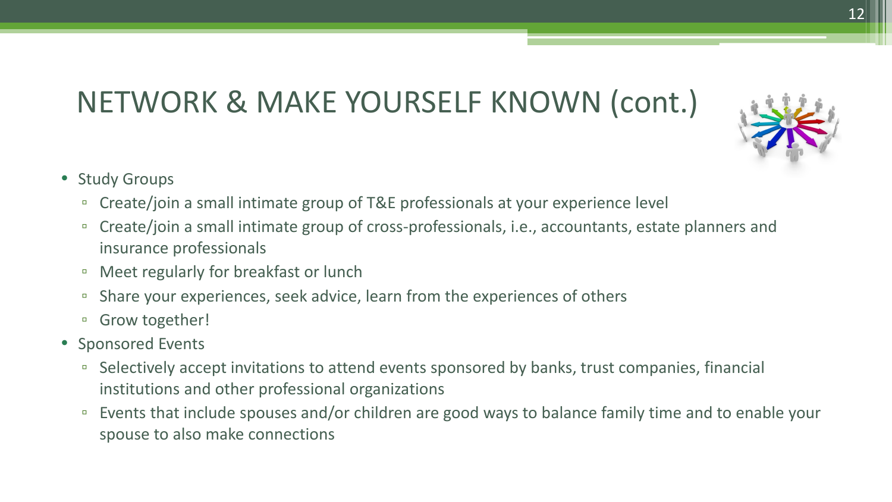# NETWORK & MAKE YOURSELF KNOWN (cont.)

- Study Groups
  - Create/join a small intimate group of T&E professionals at your experience level
  - Create/join a small intimate group of cross-professionals, i.e., accountants, estate planners and insurance professionals
  - Meet regularly for breakfast or lunch
  - Share your experiences, seek advice, learn from the experiences of others
  - Grow together!
- Sponsored Events
  - Selectively accept invitations to attend events sponsored by banks, trust companies, financial institutions and other professional organizations
  - Events that include spouses and/or children are good ways to balance family time and to enable your spouse to also make connections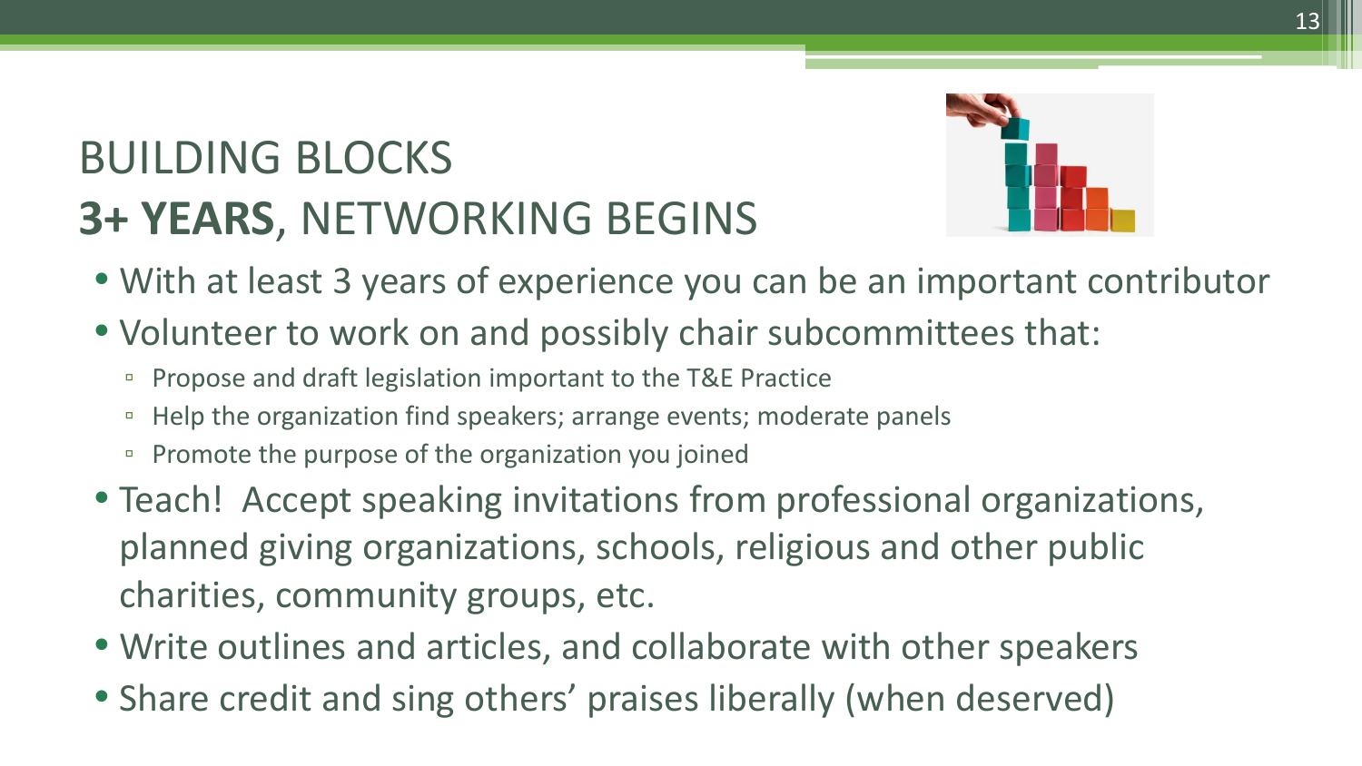# BUILDING BLOCKS
# **3+ YEARS**, NETWORKING BEGINS

- With at least 3 years of experience you can be an important contributor
- Volunteer to work on and possibly chair subcommittees that:
  - Propose and draft legislation important to the T&E Practice
  - Help the organization find speakers; arrange events; moderate panels
  - Promote the purpose of the organization you joined
- Teach!  Accept speaking invitations from professional organizations, planned giving organizations, schools, religious and other public charities, community groups, etc.
- Write outlines and articles, and collaborate with other speakers
- Share credit and sing others' praises liberally (when deserved)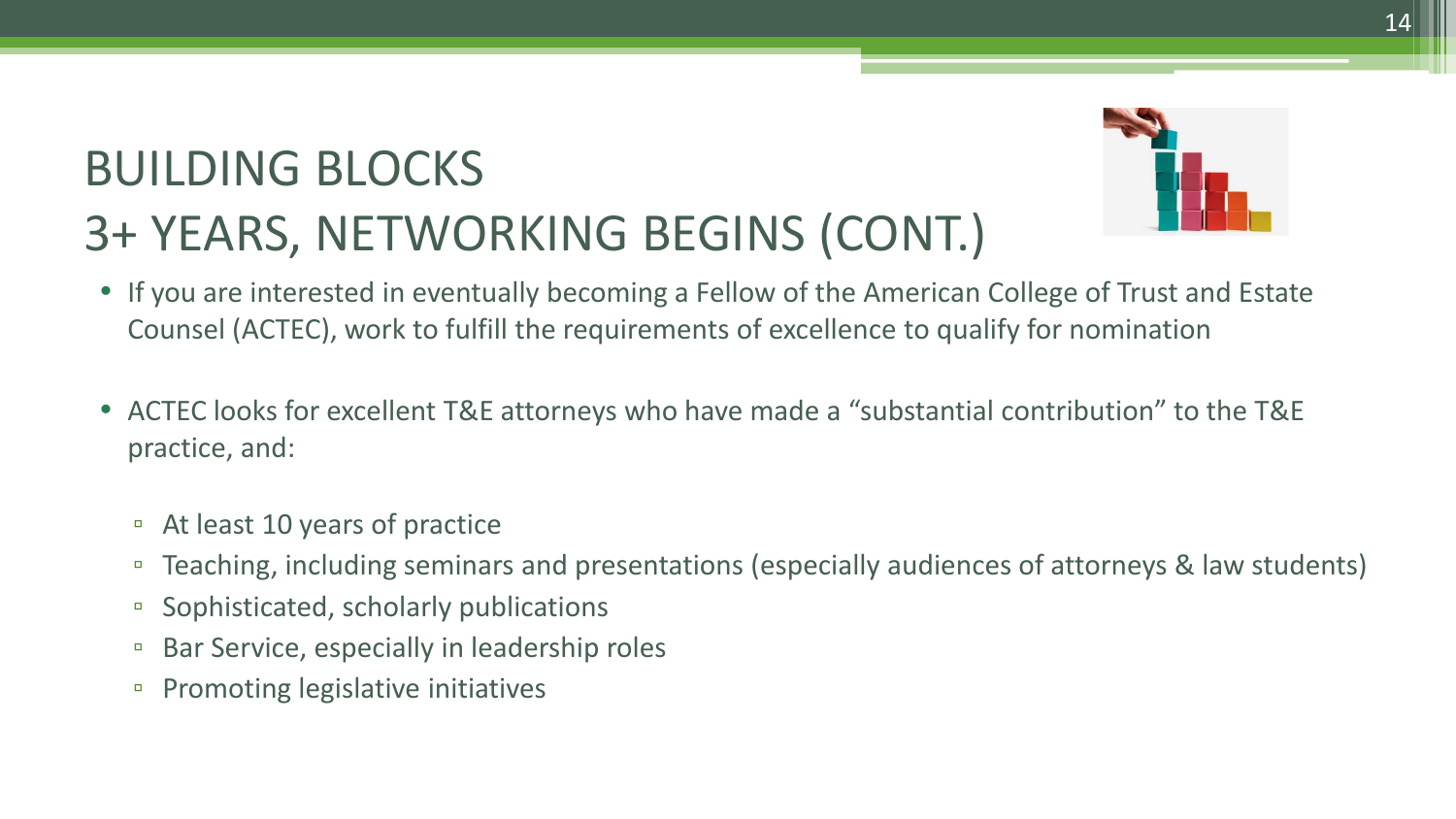# BUILDING BLOCKS
# 3+ YEARS, NETWORKING BEGINS (CONT.)

- If you are interested in eventually becoming a Fellow of the American College of Trust and Estate Counsel (ACTEC), work to fulfill the requirements of excellence to qualify for nomination

- ACTEC looks for excellent T&E attorneys who have made a "substantial contribution" to the T&E practice, and:
  - At least 10 years of practice
  - Teaching, including seminars and presentations (especially audiences of attorneys & law students)
  - Sophisticated, scholarly publications
  - Bar Service, especially in leadership roles
  - Promoting legislative initiatives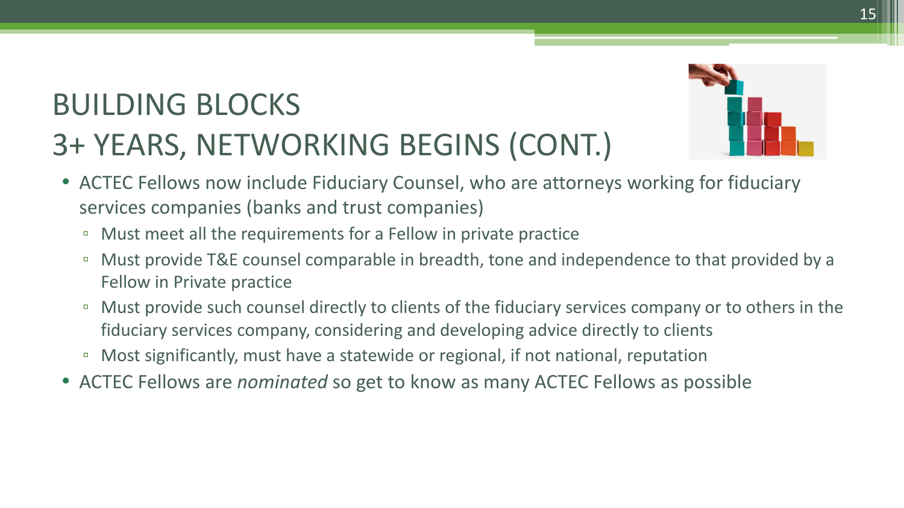# BUILDING BLOCKS
# 3+ YEARS, NETWORKING BEGINS (CONT.)

- ACTEC Fellows now include Fiduciary Counsel, who are attorneys working for fiduciary services companies (banks and trust companies)
  - Must meet all the requirements for a Fellow in private practice
  - Must provide T&E counsel comparable in breadth, tone and independence to that provided by a Fellow in Private practice
  - Must provide such counsel directly to clients of the fiduciary services company or to others in the fiduciary services company, considering and developing advice directly to clients
  - Most significantly, must have a statewide or regional, if not national, reputation
- ACTEC Fellows are *nominated* so get to know as many ACTEC Fellows as possible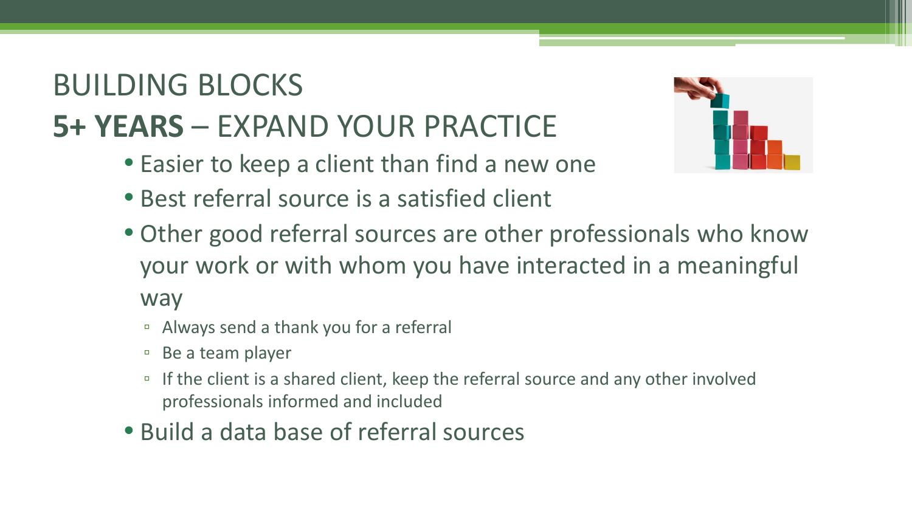# BUILDING BLOCKS
# **5+ YEARS** – EXPAND YOUR PRACTICE

- Easier to keep a client than find a new one
- Best referral source is a satisfied client
- Other good referral sources are other professionals who know your work or with whom you have interacted in a meaningful way
  - Always send a thank you for a referral
  - Be a team player
  - If the client is a shared client, keep the referral source and any other involved professionals informed and included
- Build a data base of referral sources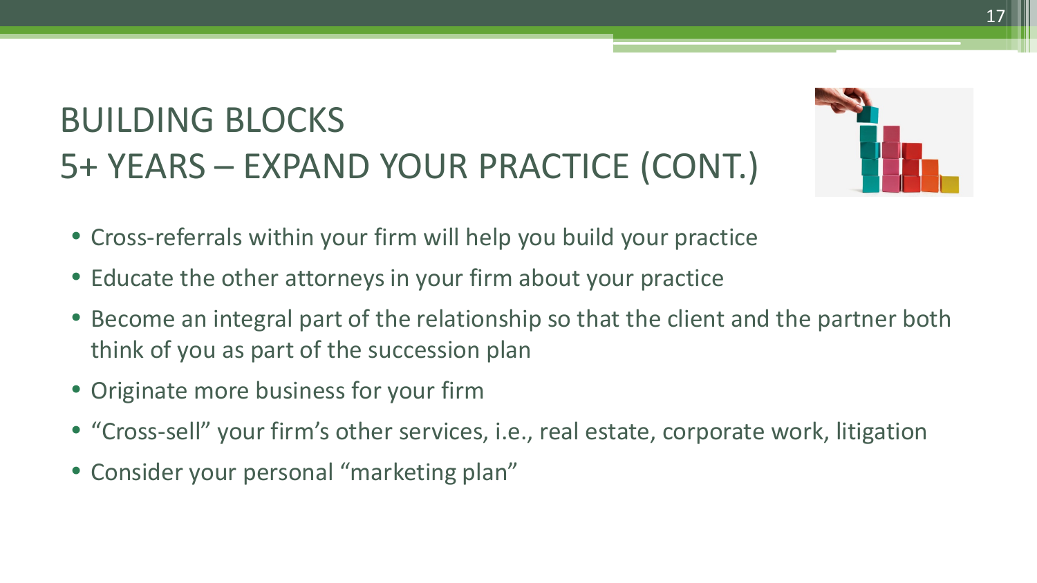# BUILDING BLOCKS
# 5+ YEARS – EXPAND YOUR PRACTICE (CONT.)

- Cross-referrals within your firm will help you build your practice
- Educate the other attorneys in your firm about your practice
- Become an integral part of the relationship so that the client and the partner both think of you as part of the succession plan
- Originate more business for your firm
- "Cross-sell" your firm's other services, i.e., real estate, corporate work, litigation
- Consider your personal "marketing plan"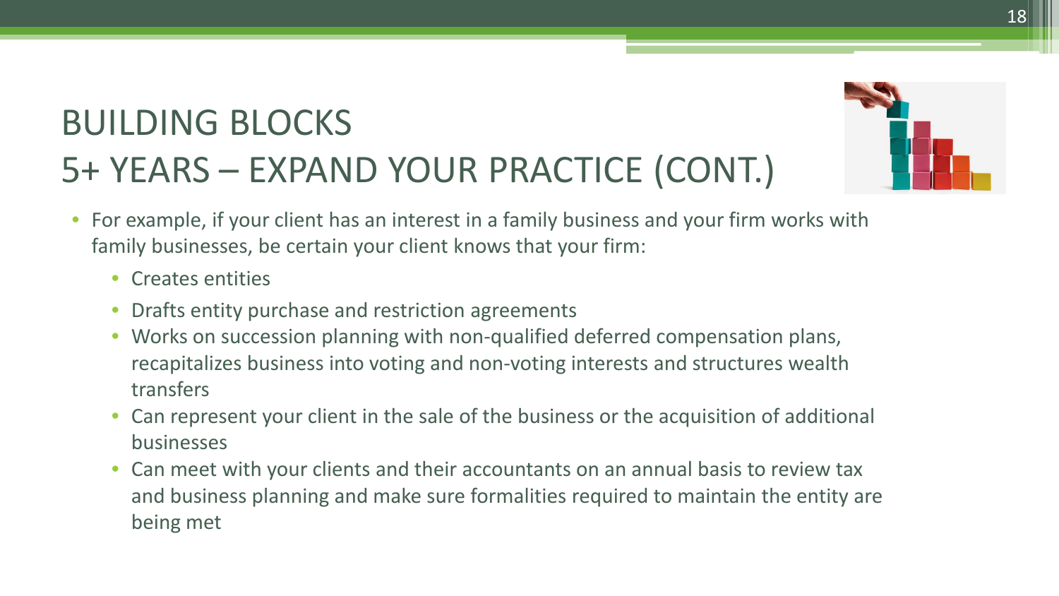# BUILDING BLOCKS
# 5+ YEARS – EXPAND YOUR PRACTICE (CONT.)

- For example, if your client has an interest in a family business and your firm works with family businesses, be certain your client knows that your firm:
  - Creates entities
  - Drafts entity purchase and restriction agreements
  - Works on succession planning with non-qualified deferred compensation plans, recapitalizes business into voting and non-voting interests and structures wealth transfers
  - Can represent your client in the sale of the business or the acquisition of additional businesses
  - Can meet with your clients and their accountants on an annual basis to review tax and business planning and make sure formalities required to maintain the entity are being met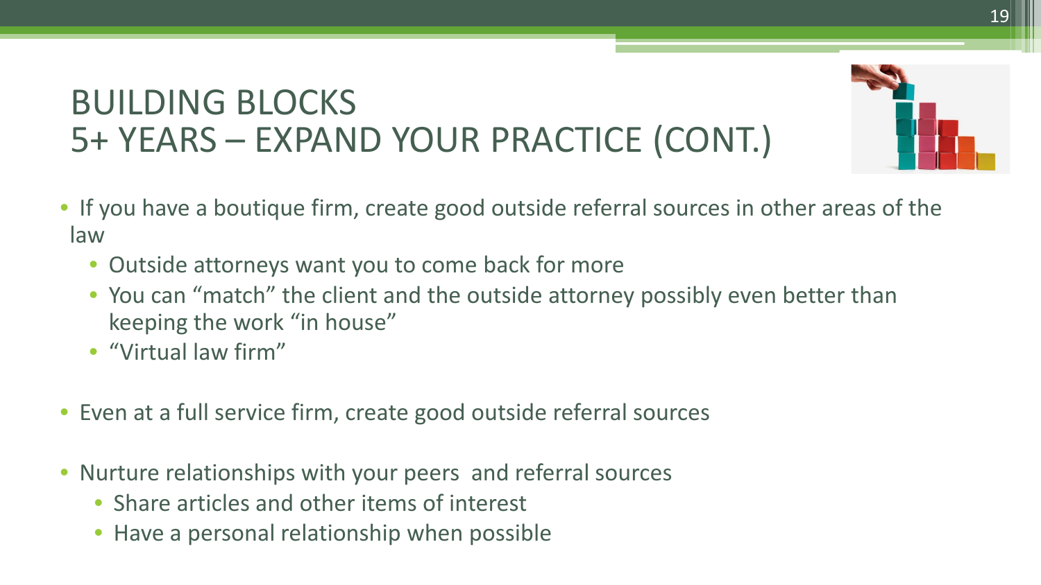# BUILDING BLOCKS
# 5+ YEARS – EXPAND YOUR PRACTICE (CONT.)

- If you have a boutique firm, create good outside referral sources in other areas of the law
  - Outside attorneys want you to come back for more
  - You can "match" the client and the outside attorney possibly even better than keeping the work "in house"
  - "Virtual law firm"

- Even at a full service firm, create good outside referral sources

- Nurture relationships with your peers and referral sources
  - Share articles and other items of interest
  - Have a personal relationship when possible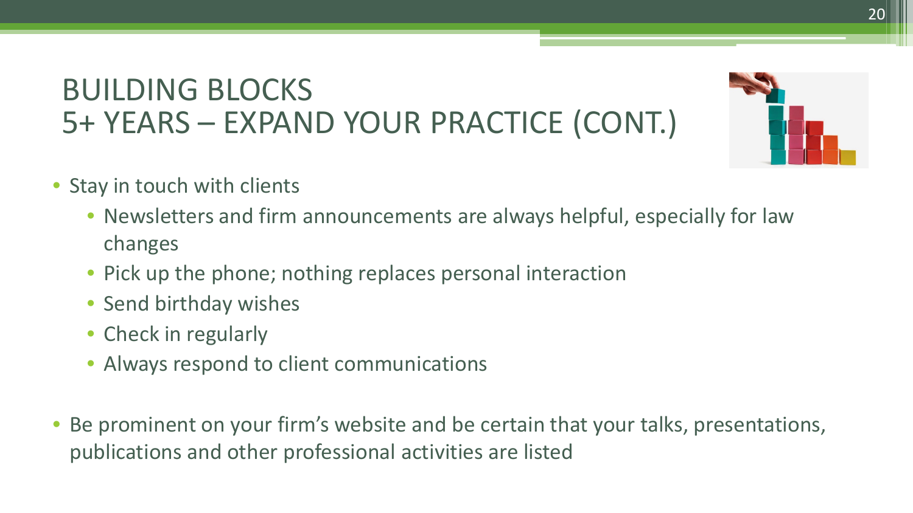# BUILDING BLOCKS
# 5+ YEARS – EXPAND YOUR PRACTICE (CONT.)

- Stay in touch with clients
  - Newsletters and firm announcements are always helpful, especially for law changes
  - Pick up the phone; nothing replaces personal interaction
  - Send birthday wishes
  - Check in regularly
  - Always respond to client communications

- Be prominent on your firm's website and be certain that your talks, presentations, publications and other professional activities are listed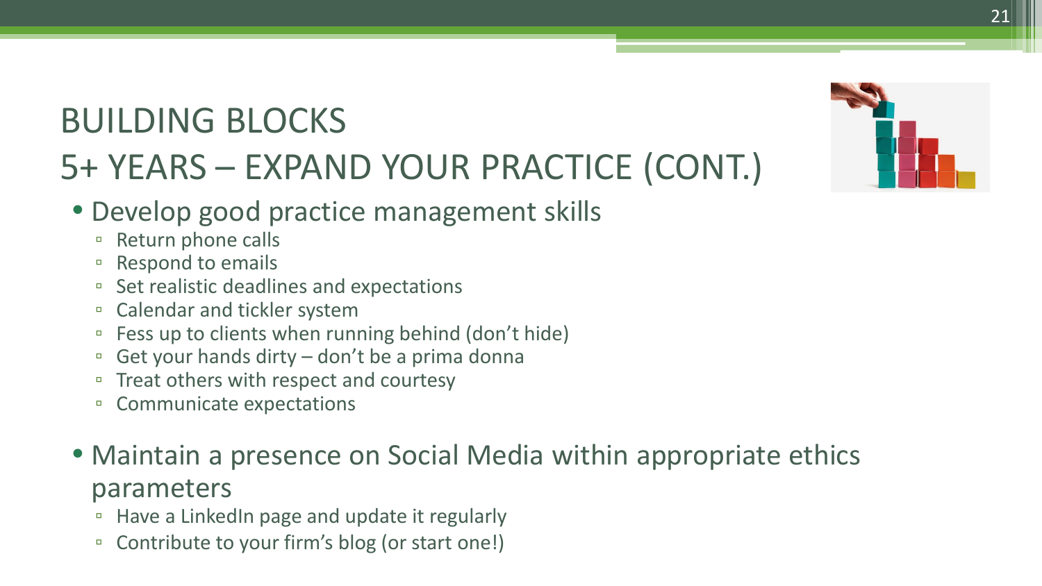# BUILDING BLOCKS
# 5+ YEARS – EXPAND YOUR PRACTICE (CONT.)

- Develop good practice management skills
  - Return phone calls
  - Respond to emails
  - Set realistic deadlines and expectations
  - Calendar and tickler system
  - Fess up to clients when running behind (don't hide)
  - Get your hands dirty – don't be a prima donna
  - Treat others with respect and courtesy
  - Communicate expectations

- Maintain a presence on Social Media within appropriate ethics parameters
  - Have a LinkedIn page and update it regularly
  - Contribute to your firm's blog (or start one!)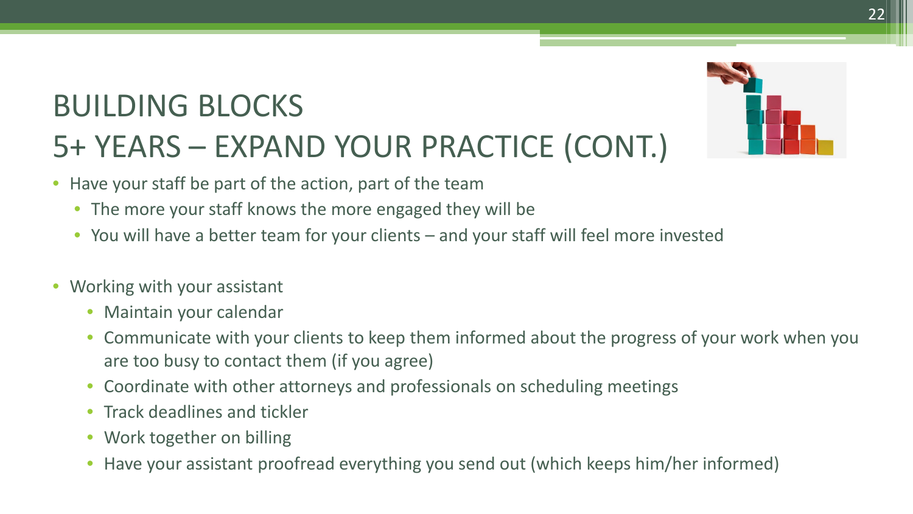# BUILDING BLOCKS
# 5+ YEARS – EXPAND YOUR PRACTICE (CONT.)

- Have your staff be part of the action, part of the team
  - The more your staff knows the more engaged they will be
  - You will have a better team for your clients – and your staff will feel more invested

- Working with your assistant
  - Maintain your calendar
  - Communicate with your clients to keep them informed about the progress of your work when you are too busy to contact them (if you agree)
  - Coordinate with other attorneys and professionals on scheduling meetings
  - Track deadlines and tickler
  - Work together on billing
  - Have your assistant proofread everything you send out (which keeps him/her informed)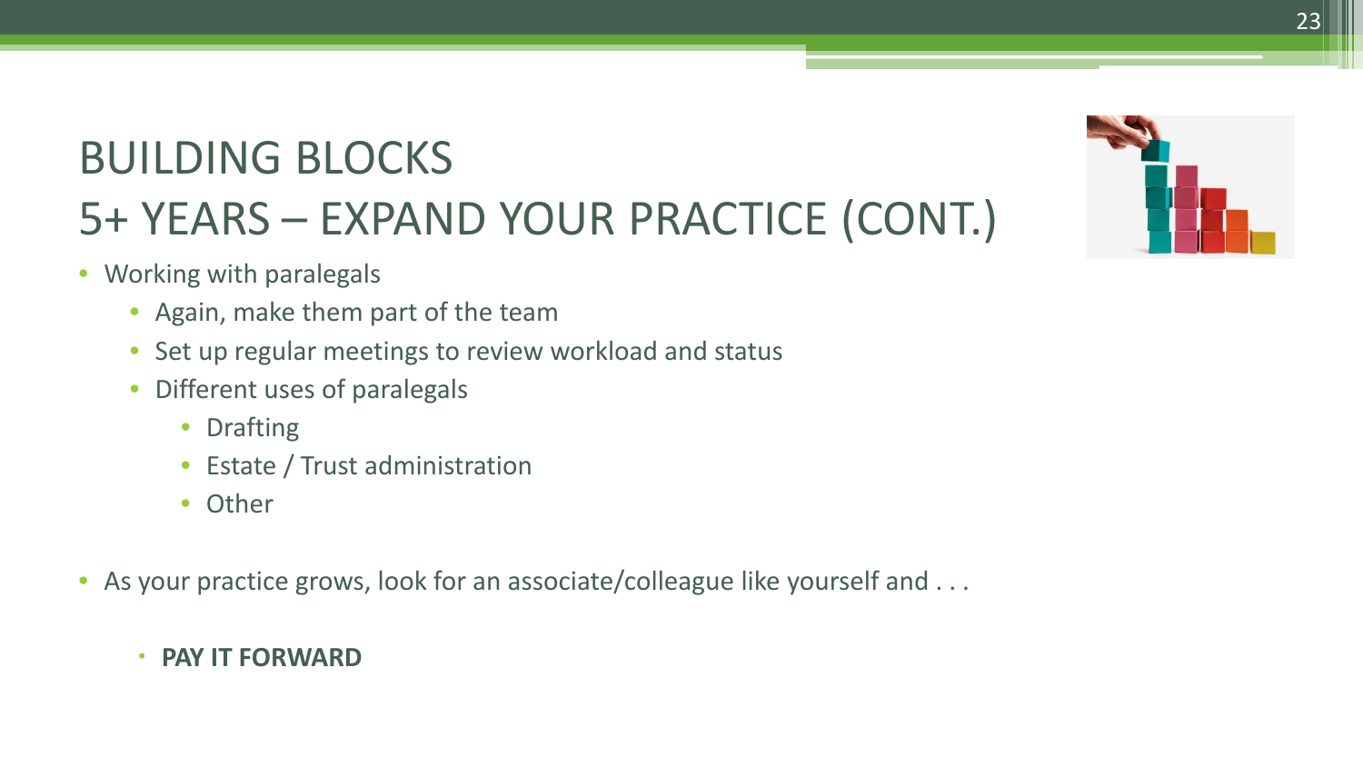# BUILDING BLOCKS
# 5+ YEARS – EXPAND YOUR PRACTICE (CONT.)

- Working with paralegals
  - Again, make them part of the team
  - Set up regular meetings to review workload and status
  - Different uses of paralegals
    - Drafting
    - Estate / Trust administration
    - Other

- As your practice grows, look for an associate/colleague like yourself and . . .

  - **PAY IT FORWARD**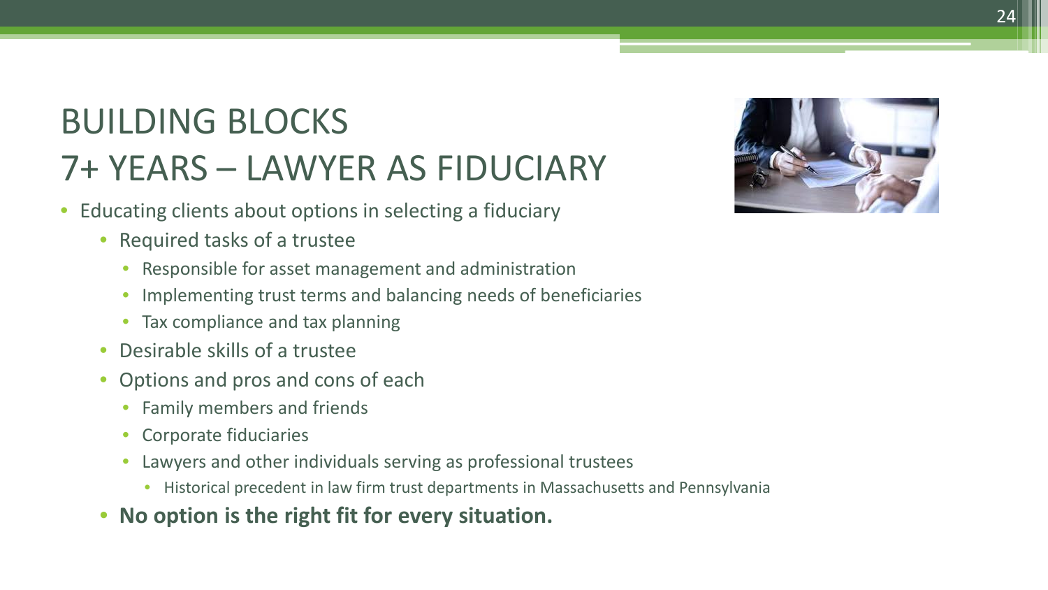# BUILDING BLOCKS
# 7+ YEARS – LAWYER AS FIDUCIARY

- Educating clients about options in selecting a fiduciary
  - Required tasks of a trustee
    - Responsible for asset management and administration
    - Implementing trust terms and balancing needs of beneficiaries
    - Tax compliance and tax planning
  - Desirable skills of a trustee
  - Options and pros and cons of each
    - Family members and friends
    - Corporate fiduciaries
    - Lawyers and other individuals serving as professional trustees
      - Historical precedent in law firm trust departments in Massachusetts and Pennsylvania
  - **No option is the right fit for every situation.**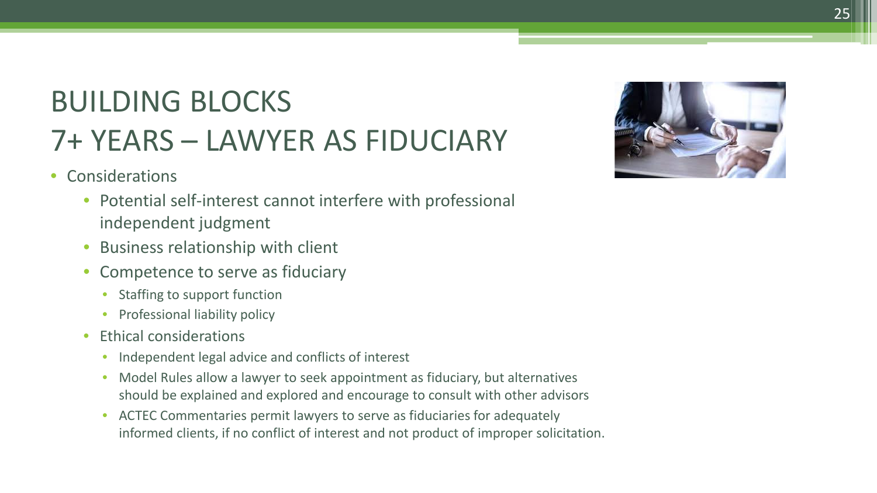# BUILDING BLOCKS
# 7+ YEARS – LAWYER AS FIDUCIARY

- Considerations
  - Potential self-interest cannot interfere with professional independent judgment
  - Business relationship with client
  - Competence to serve as fiduciary
    - Staffing to support function
    - Professional liability policy
  - Ethical considerations
    - Independent legal advice and conflicts of interest
    - Model Rules allow a lawyer to seek appointment as fiduciary, but alternatives should be explained and explored and encourage to consult with other advisors
    - ACTEC Commentaries permit lawyers to serve as fiduciaries for adequately informed clients, if no conflict of interest and not product of improper solicitation.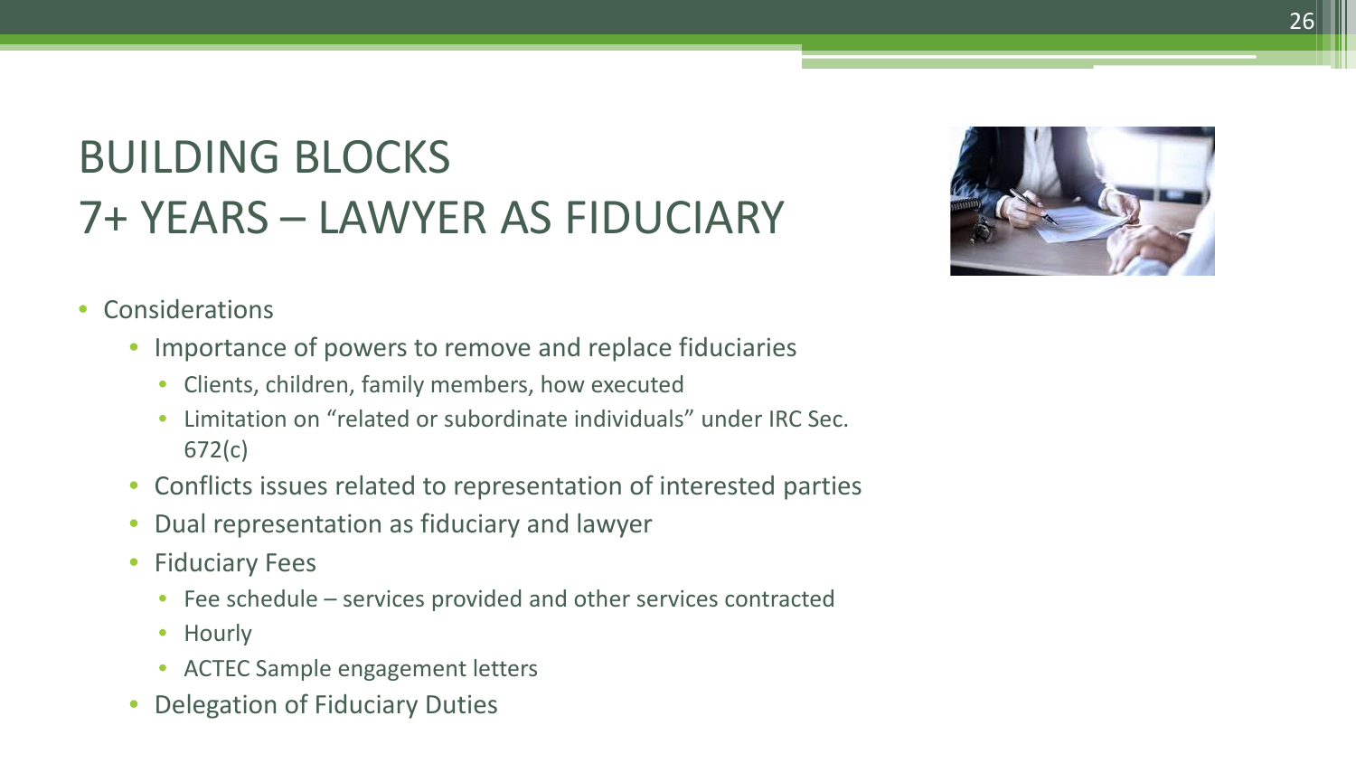# BUILDING BLOCKS
# 7+ YEARS – LAWYER AS FIDUCIARY

- Considerations
  - Importance of powers to remove and replace fiduciaries
    - Clients, children, family members, how executed
    - Limitation on "related or subordinate individuals" under IRC Sec. 672(c)
  - Conflicts issues related to representation of interested parties
  - Dual representation as fiduciary and lawyer
  - Fiduciary Fees
    - Fee schedule – services provided and other services contracted
    - Hourly
    - ACTEC Sample engagement letters
  - Delegation of Fiduciary Duties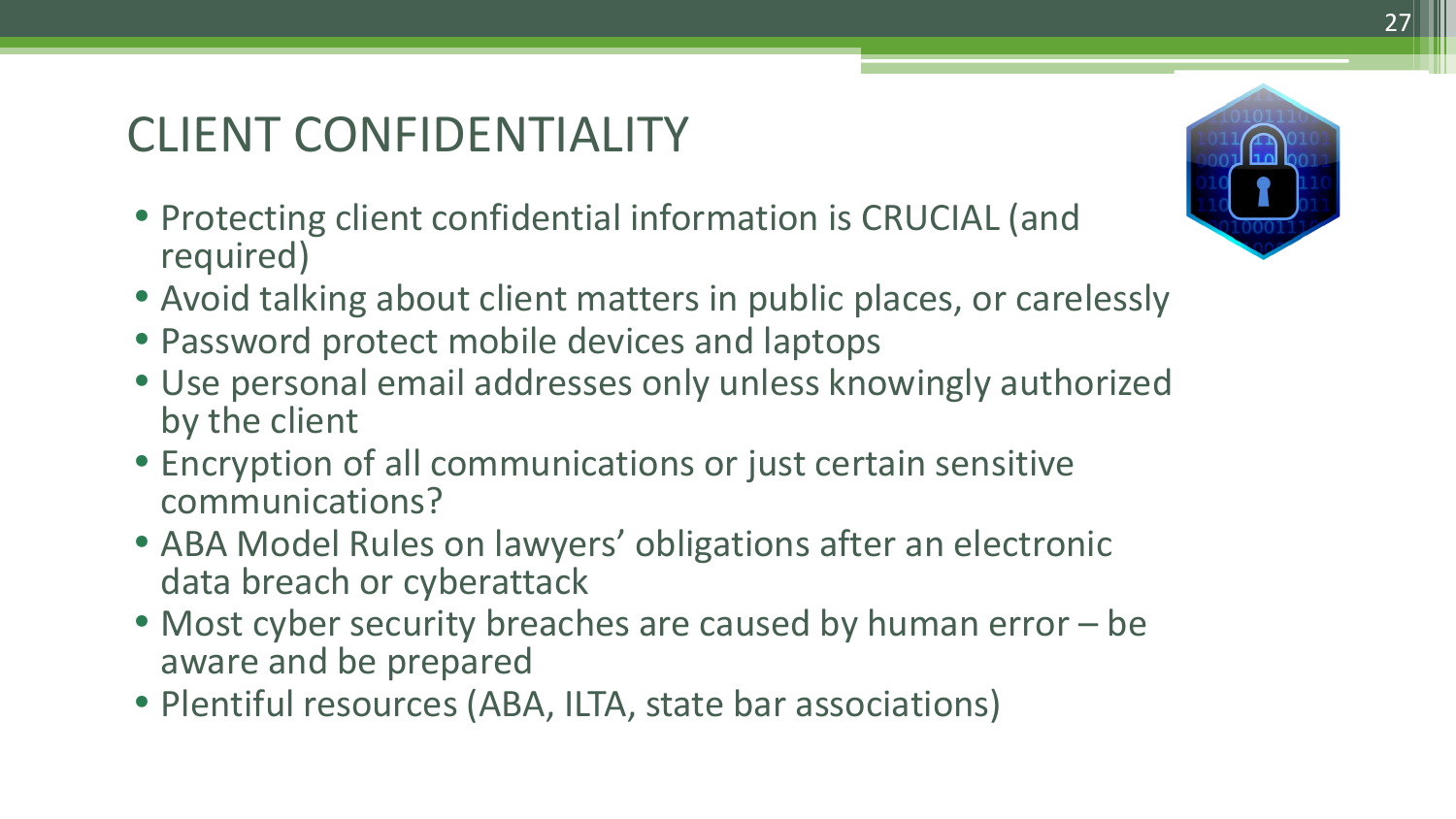# CLIENT CONFIDENTIALITY

- Protecting client confidential information is CRUCIAL (and required)
- Avoid talking about client matters in public places, or carelessly
- Password protect mobile devices and laptops
- Use personal email addresses only unless knowingly authorized by the client
- Encryption of all communications or just certain sensitive communications?
- ABA Model Rules on lawyers' obligations after an electronic data breach or cyberattack
- Most cyber security breaches are caused by human error – be aware and be prepared
- Plentiful resources (ABA, ILTA, state bar associations)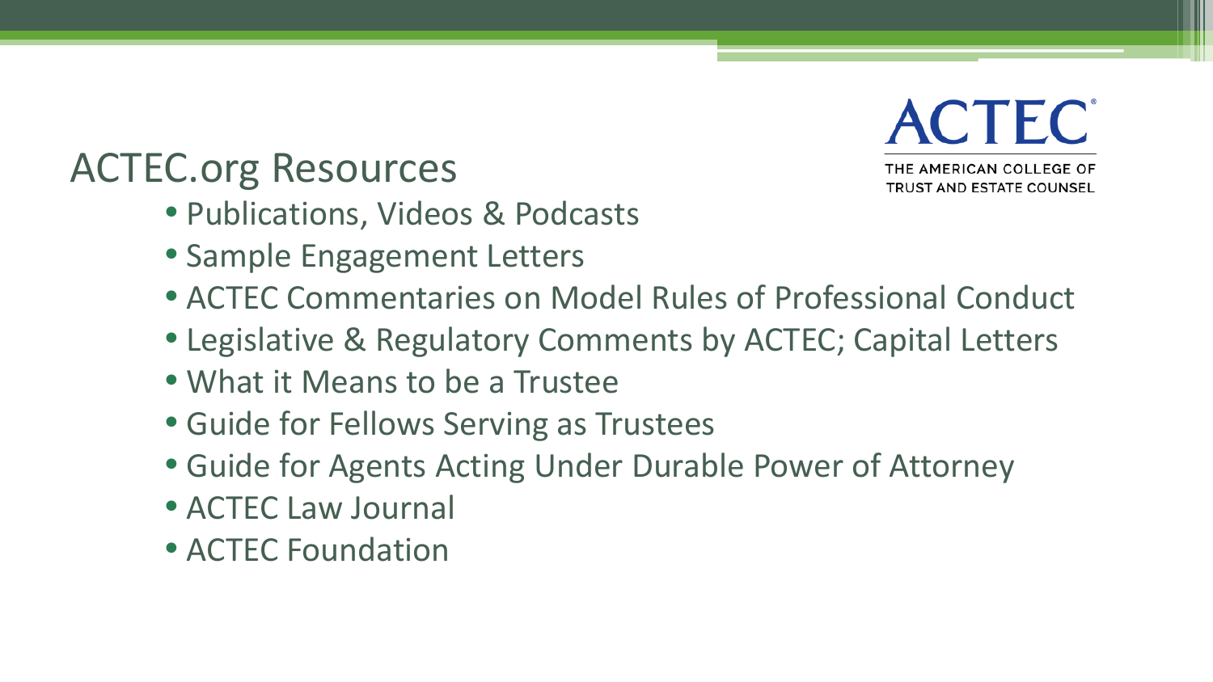ACTEC

THE AMERICAN COLLEGE OF TRUST AND ESTATE COUNSEL

# ACTEC.org Resources

- Publications, Videos & Podcasts
- Sample Engagement Letters
- ACTEC Commentaries on Model Rules of Professional Conduct
- Legislative & Regulatory Comments by ACTEC; Capital Letters
- What it Means to be a Trustee
- Guide for Fellows Serving as Trustees
- Guide for Agents Acting Under Durable Power of Attorney
- ACTEC Law Journal
- ACTEC Foundation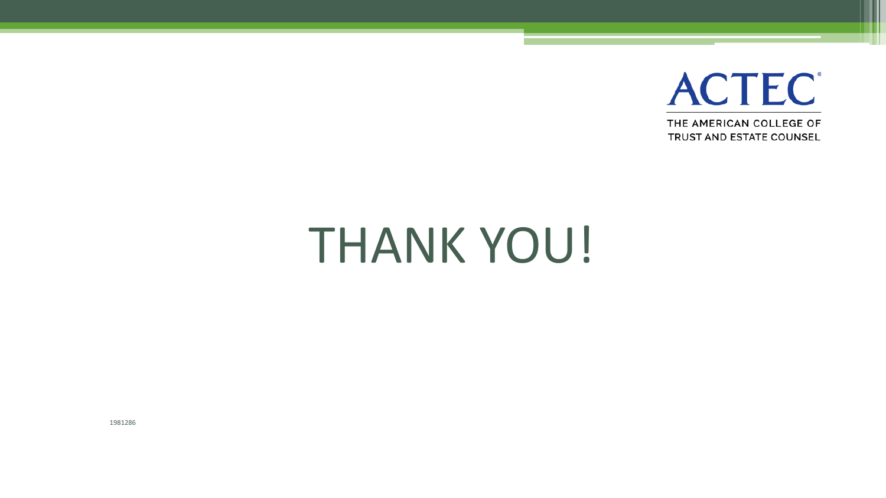ACTEC

THE AMERICAN COLLEGE OF TRUST AND ESTATE COUNSEL

# THANK YOU!

1981286